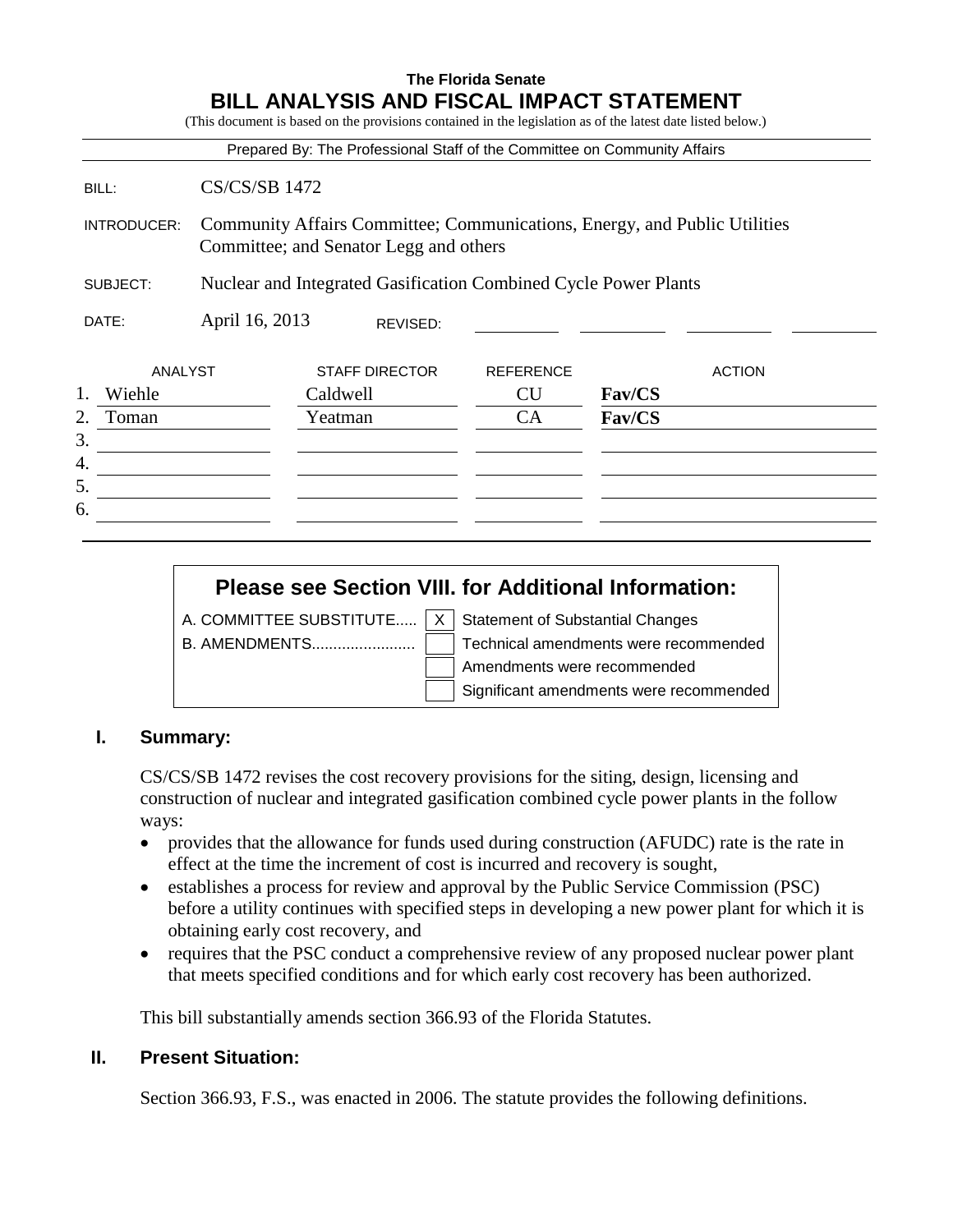**The Florida Senate**

# BILL ANALYSIS AND FISCAL IMPACT STATEMENT

(This document is based on the provisions contained in the legislation as of the latest date listed below.)

Prepared By: The Professional Staff of the Committee on Community Affairs

| | |
|---|---|
| BILL: | CS/CS/SB 1472 |
| INTRODUCER: | Community Affairs Committee; Communications, Energy, and Public Utilities Committee; and Senator Legg and others |
| SUBJECT: | Nuclear and Integrated Gasification Combined Cycle Power Plants |
| DATE: | April 16, 2013 REVISED: |

| | ANALYST | STAFF DIRECTOR | REFERENCE | ACTION |
|---|---|---|---|---|
| 1. | Wiehle | Caldwell | CU | **Fav/CS** |
| 2. | Toman | Yeatman | CA | **Fav/CS** |
| 3. | | | | |
| 4. | | | | |
| 5. | | | | |
| 6. | | | | |

**Please see Section VIII. for Additional Information:**

| | | |
|---|---|---|
| A. COMMITTEE SUBSTITUTE..... | X | Statement of Substantial Changes |
| B. AMENDMENTS........................ | | Technical amendments were recommended |
| | | Amendments were recommended |
| | | Significant amendments were recommended |

## I. Summary:

CS/CS/SB 1472 revises the cost recovery provisions for the siting, design, licensing and construction of nuclear and integrated gasification combined cycle power plants in the follow ways:

- provides that the allowance for funds used during construction (AFUDC) rate is the rate in effect at the time the increment of cost is incurred and recovery is sought,
- establishes a process for review and approval by the Public Service Commission (PSC) before a utility continues with specified steps in developing a new power plant for which it is obtaining early cost recovery, and
- requires that the PSC conduct a comprehensive review of any proposed nuclear power plant that meets specified conditions and for which early cost recovery has been authorized.

This bill substantially amends section 366.93 of the Florida Statutes.

## II. Present Situation:

Section 366.93, F.S., was enacted in 2006. The statute provides the following definitions.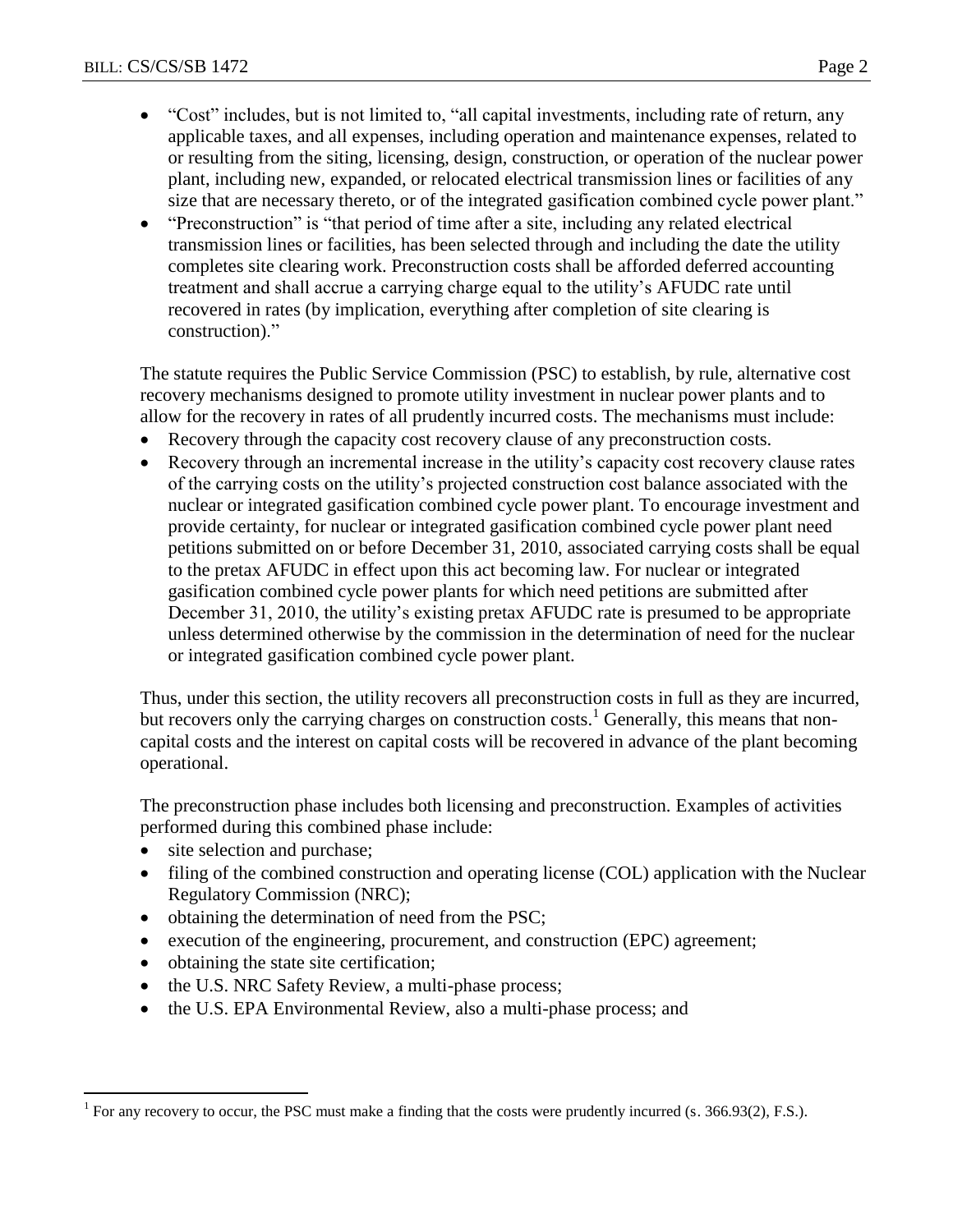- "Cost" includes, but is not limited to, "all capital investments, including rate of return, any applicable taxes, and all expenses, including operation and maintenance expenses, related to or resulting from the siting, licensing, design, construction, or operation of the nuclear power plant, including new, expanded, or relocated electrical transmission lines or facilities of any size that are necessary thereto, or of the integrated gasification combined cycle power plant."
- "Preconstruction" is "that period of time after a site, including any related electrical transmission lines or facilities, has been selected through and including the date the utility completes site clearing work. Preconstruction costs shall be afforded deferred accounting treatment and shall accrue a carrying charge equal to the utility's AFUDC rate until recovered in rates (by implication, everything after completion of site clearing is construction)."

The statute requires the Public Service Commission (PSC) to establish, by rule, alternative cost recovery mechanisms designed to promote utility investment in nuclear power plants and to allow for the recovery in rates of all prudently incurred costs. The mechanisms must include:

- Recovery through the capacity cost recovery clause of any preconstruction costs.
- Recovery through an incremental increase in the utility's capacity cost recovery clause rates of the carrying costs on the utility's projected construction cost balance associated with the nuclear or integrated gasification combined cycle power plant. To encourage investment and provide certainty, for nuclear or integrated gasification combined cycle power plant need petitions submitted on or before December 31, 2010, associated carrying costs shall be equal to the pretax AFUDC in effect upon this act becoming law. For nuclear or integrated gasification combined cycle power plants for which need petitions are submitted after December 31, 2010, the utility's existing pretax AFUDC rate is presumed to be appropriate unless determined otherwise by the commission in the determination of need for the nuclear or integrated gasification combined cycle power plant.

Thus, under this section, the utility recovers all preconstruction costs in full as they are incurred, but recovers only the carrying charges on construction costs.[1] Generally, this means that non-capital costs and the interest on capital costs will be recovered in advance of the plant becoming operational.

The preconstruction phase includes both licensing and preconstruction. Examples of activities performed during this combined phase include:

- site selection and purchase;
- filing of the combined construction and operating license (COL) application with the Nuclear Regulatory Commission (NRC);
- obtaining the determination of need from the PSC;
- execution of the engineering, procurement, and construction (EPC) agreement;
- obtaining the state site certification;
- the U.S. NRC Safety Review, a multi-phase process;
- the U.S. EPA Environmental Review, also a multi-phase process; and

[1] For any recovery to occur, the PSC must make a finding that the costs were prudently incurred (s. 366.93(2), F.S.).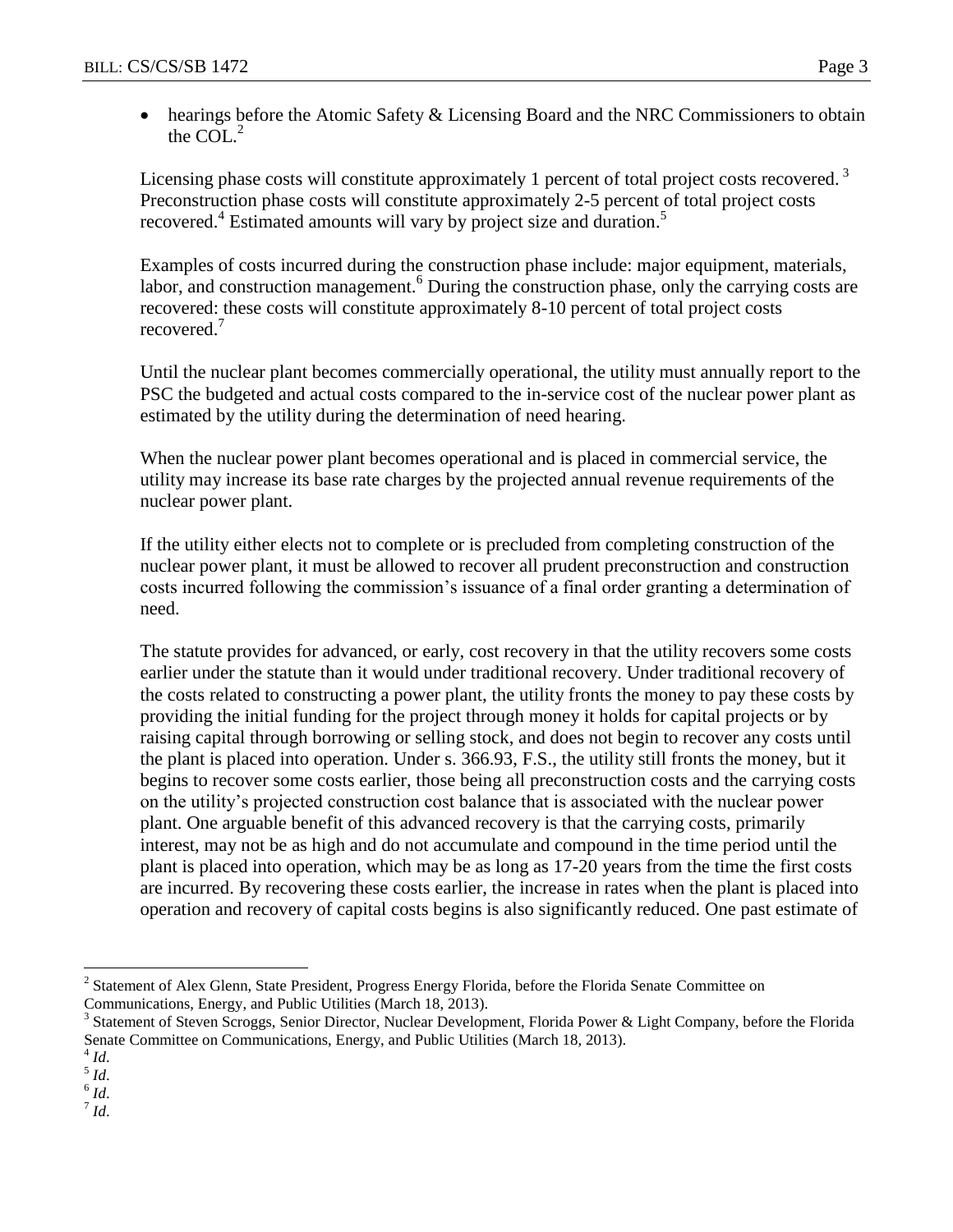- hearings before the Atomic Safety & Licensing Board and the NRC Commissioners to obtain the COL.[2]

Licensing phase costs will constitute approximately 1 percent of total project costs recovered.[3] Preconstruction phase costs will constitute approximately 2-5 percent of total project costs recovered.[4] Estimated amounts will vary by project size and duration.[5]

Examples of costs incurred during the construction phase include: major equipment, materials, labor, and construction management.[6] During the construction phase, only the carrying costs are recovered: these costs will constitute approximately 8-10 percent of total project costs recovered.[7]

Until the nuclear plant becomes commercially operational, the utility must annually report to the PSC the budgeted and actual costs compared to the in-service cost of the nuclear power plant as estimated by the utility during the determination of need hearing.

When the nuclear power plant becomes operational and is placed in commercial service, the utility may increase its base rate charges by the projected annual revenue requirements of the nuclear power plant.

If the utility either elects not to complete or is precluded from completing construction of the nuclear power plant, it must be allowed to recover all prudent preconstruction and construction costs incurred following the commission's issuance of a final order granting a determination of need.

The statute provides for advanced, or early, cost recovery in that the utility recovers some costs earlier under the statute than it would under traditional recovery. Under traditional recovery of the costs related to constructing a power plant, the utility fronts the money to pay these costs by providing the initial funding for the project through money it holds for capital projects or by raising capital through borrowing or selling stock, and does not begin to recover any costs until the plant is placed into operation. Under s. 366.93, F.S., the utility still fronts the money, but it begins to recover some costs earlier, those being all preconstruction costs and the carrying costs on the utility's projected construction cost balance that is associated with the nuclear power plant. One arguable benefit of this advanced recovery is that the carrying costs, primarily interest, may not be as high and do not accumulate and compound in the time period until the plant is placed into operation, which may be as long as 17-20 years from the time the first costs are incurred. By recovering these costs earlier, the increase in rates when the plant is placed into operation and recovery of capital costs begins is also significantly reduced. One past estimate of

---

[2] Statement of Alex Glenn, State President, Progress Energy Florida, before the Florida Senate Committee on Communications, Energy, and Public Utilities (March 18, 2013).

[3] Statement of Steven Scroggs, Senior Director, Nuclear Development, Florida Power & Light Company, before the Florida Senate Committee on Communications, Energy, and Public Utilities (March 18, 2013).

[4] *Id.*

[5] *Id.*

[6] *Id.*

[7] *Id.*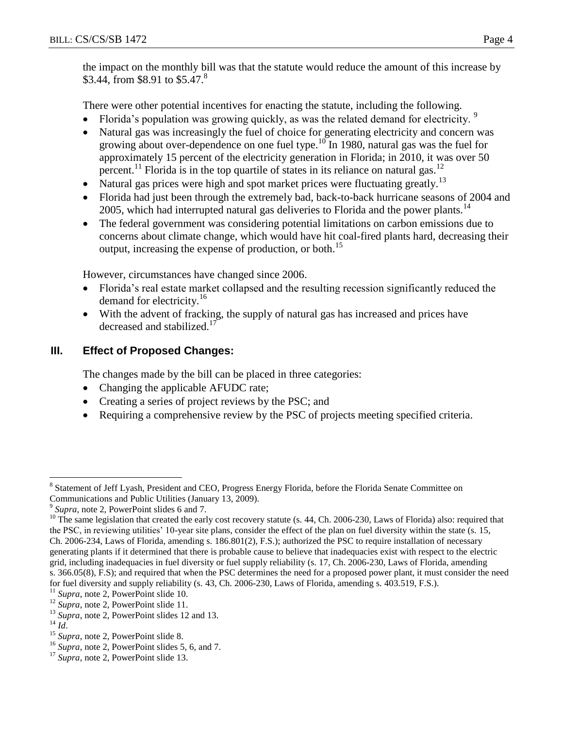the impact on the monthly bill was that the statute would reduce the amount of this increase by $3.44, from $8.91 to $5.47.[8]

There were other potential incentives for enacting the statute, including the following.

- Florida's population was growing quickly, as was the related demand for electricity. [9]
- Natural gas was increasingly the fuel of choice for generating electricity and concern was growing about over-dependence on one fuel type.[10] In 1980, natural gas was the fuel for approximately 15 percent of the electricity generation in Florida; in 2010, it was over 50 percent.[11] Florida is in the top quartile of states in its reliance on natural gas.[12]
- Natural gas prices were high and spot market prices were fluctuating greatly.[13]
- Florida had just been through the extremely bad, back-to-back hurricane seasons of 2004 and 2005, which had interrupted natural gas deliveries to Florida and the power plants.[14]
- The federal government was considering potential limitations on carbon emissions due to concerns about climate change, which would have hit coal-fired plants hard, decreasing their output, increasing the expense of production, or both.[15]

However, circumstances have changed since 2006.

- Florida's real estate market collapsed and the resulting recession significantly reduced the demand for electricity.[16]
- With the advent of fracking, the supply of natural gas has increased and prices have decreased and stabilized.[17]

## III. Effect of Proposed Changes:

The changes made by the bill can be placed in three categories:

- Changing the applicable AFUDC rate;
- Creating a series of project reviews by the PSC; and
- Requiring a comprehensive review by the PSC of projects meeting specified criteria.

---

[8] Statement of Jeff Lyash, President and CEO, Progress Energy Florida, before the Florida Senate Committee on Communications and Public Utilities (January 13, 2009).

[9] *Supra*, note 2, PowerPoint slides 6 and 7.

[10] The same legislation that created the early cost recovery statute (s. 44, Ch. 2006-230, Laws of Florida) also: required that the PSC, in reviewing utilities' 10-year site plans, consider the effect of the plan on fuel diversity within the state (s. 15, Ch. 2006-234, Laws of Florida, amending s. 186.801(2), F.S.); authorized the PSC to require installation of necessary generating plants if it determined that there is probable cause to believe that inadequacies exist with respect to the electric grid, including inadequacies in fuel diversity or fuel supply reliability (s. 17, Ch. 2006-230, Laws of Florida, amending s. 366.05(8), F.S); and required that when the PSC determines the need for a proposed power plant, it must consider the need for fuel diversity and supply reliability (s. 43, Ch. 2006-230, Laws of Florida, amending s. 403.519, F.S.).

[11] *Supra*, note 2, PowerPoint slide 10.

[12] *Supra*, note 2, PowerPoint slide 11.

[13] *Supra*, note 2, PowerPoint slides 12 and 13.

[14] *Id*.

[15] *Supra*, note 2, PowerPoint slide 8.

[16] *Supra*, note 2, PowerPoint slides 5, 6, and 7.

[17] *Supra*, note 2, PowerPoint slide 13.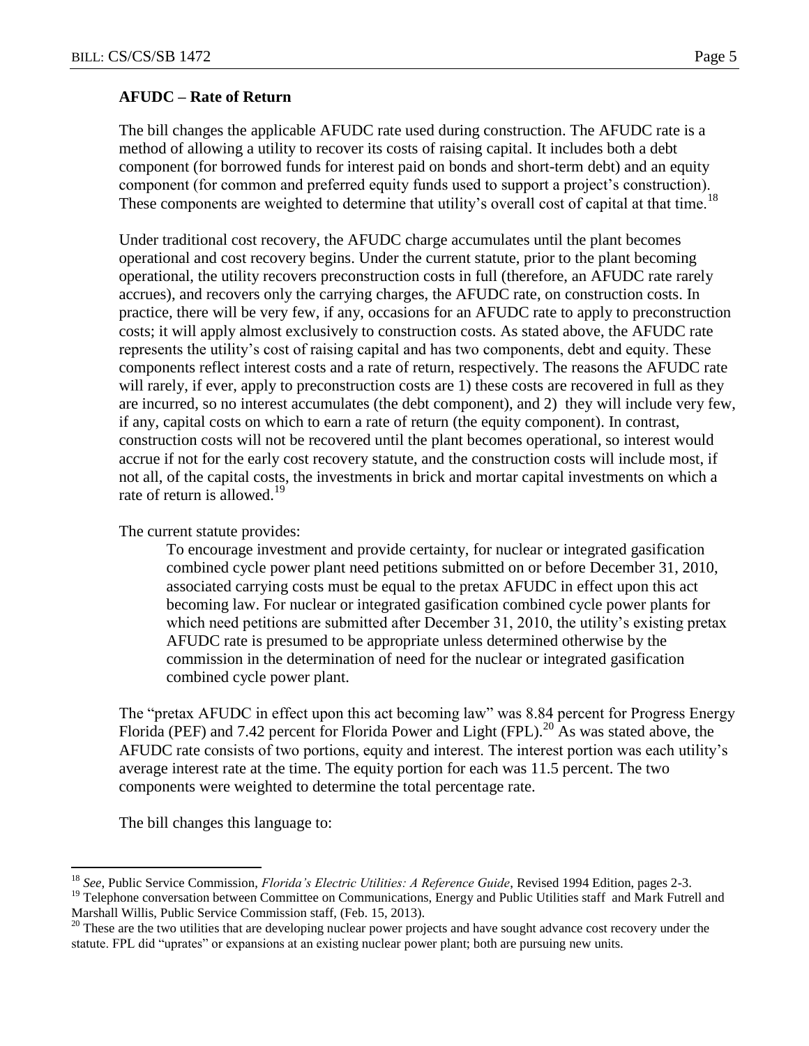**AFUDC – Rate of Return**

The bill changes the applicable AFUDC rate used during construction. The AFUDC rate is a method of allowing a utility to recover its costs of raising capital. It includes both a debt component (for borrowed funds for interest paid on bonds and short-term debt) and an equity component (for common and preferred equity funds used to support a project's construction). These components are weighted to determine that utility's overall cost of capital at that time.[18]

Under traditional cost recovery, the AFUDC charge accumulates until the plant becomes operational and cost recovery begins. Under the current statute, prior to the plant becoming operational, the utility recovers preconstruction costs in full (therefore, an AFUDC rate rarely accrues), and recovers only the carrying charges, the AFUDC rate, on construction costs. In practice, there will be very few, if any, occasions for an AFUDC rate to apply to preconstruction costs; it will apply almost exclusively to construction costs. As stated above, the AFUDC rate represents the utility's cost of raising capital and has two components, debt and equity. These components reflect interest costs and a rate of return, respectively. The reasons the AFUDC rate will rarely, if ever, apply to preconstruction costs are 1) these costs are recovered in full as they are incurred, so no interest accumulates (the debt component), and 2) they will include very few, if any, capital costs on which to earn a rate of return (the equity component). In contrast, construction costs will not be recovered until the plant becomes operational, so interest would accrue if not for the early cost recovery statute, and the construction costs will include most, if not all, of the capital costs, the investments in brick and mortar capital investments on which a rate of return is allowed.[19]

The current statute provides:

> To encourage investment and provide certainty, for nuclear or integrated gasification combined cycle power plant need petitions submitted on or before December 31, 2010, associated carrying costs must be equal to the pretax AFUDC in effect upon this act becoming law. For nuclear or integrated gasification combined cycle power plants for which need petitions are submitted after December 31, 2010, the utility's existing pretax AFUDC rate is presumed to be appropriate unless determined otherwise by the commission in the determination of need for the nuclear or integrated gasification combined cycle power plant.

The "pretax AFUDC in effect upon this act becoming law" was 8.84 percent for Progress Energy Florida (PEF) and 7.42 percent for Florida Power and Light (FPL).[20] As was stated above, the AFUDC rate consists of two portions, equity and interest. The interest portion was each utility's average interest rate at the time. The equity portion for each was 11.5 percent. The two components were weighted to determine the total percentage rate.

The bill changes this language to:

---

[18] *See*, Public Service Commission, *Florida's Electric Utilities: A Reference Guide*, Revised 1994 Edition, pages 2-3.

[19] Telephone conversation between Committee on Communications, Energy and Public Utilities staff and Mark Futrell and Marshall Willis, Public Service Commission staff, (Feb. 15, 2013).

[20] These are the two utilities that are developing nuclear power projects and have sought advance cost recovery under the statute. FPL did "uprates" or expansions at an existing nuclear power plant; both are pursuing new units.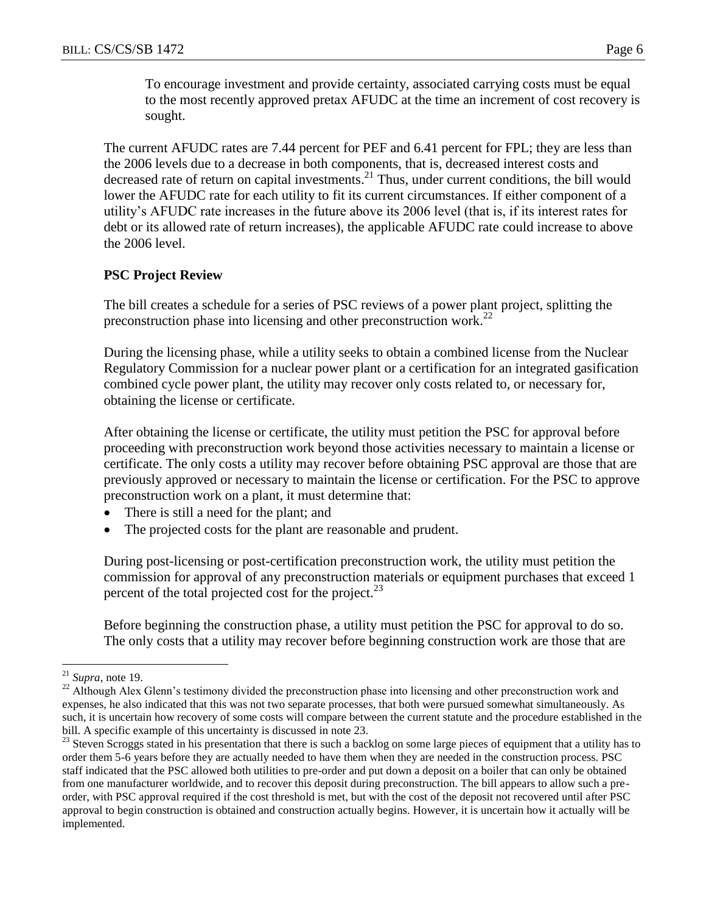To encourage investment and provide certainty, associated carrying costs must be equal to the most recently approved pretax AFUDC at the time an increment of cost recovery is sought.

The current AFUDC rates are 7.44 percent for PEF and 6.41 percent for FPL; they are less than the 2006 levels due to a decrease in both components, that is, decreased interest costs and decreased rate of return on capital investments.[21] Thus, under current conditions, the bill would lower the AFUDC rate for each utility to fit its current circumstances. If either component of a utility's AFUDC rate increases in the future above its 2006 level (that is, if its interest rates for debt or its allowed rate of return increases), the applicable AFUDC rate could increase to above the 2006 level.

**PSC Project Review**

The bill creates a schedule for a series of PSC reviews of a power plant project, splitting the preconstruction phase into licensing and other preconstruction work.[22]

During the licensing phase, while a utility seeks to obtain a combined license from the Nuclear Regulatory Commission for a nuclear power plant or a certification for an integrated gasification combined cycle power plant, the utility may recover only costs related to, or necessary for, obtaining the license or certificate.

After obtaining the license or certificate, the utility must petition the PSC for approval before proceeding with preconstruction work beyond those activities necessary to maintain a license or certificate. The only costs a utility may recover before obtaining PSC approval are those that are previously approved or necessary to maintain the license or certification. For the PSC to approve preconstruction work on a plant, it must determine that:

- There is still a need for the plant; and
- The projected costs for the plant are reasonable and prudent.

During post-licensing or post-certification preconstruction work, the utility must petition the commission for approval of any preconstruction materials or equipment purchases that exceed 1 percent of the total projected cost for the project.[23]

Before beginning the construction phase, a utility must petition the PSC for approval to do so. The only costs that a utility may recover before beginning construction work are those that are

---

[21] *Supra*, note 19.

[22] Although Alex Glenn's testimony divided the preconstruction phase into licensing and other preconstruction work and expenses, he also indicated that this was not two separate processes, that both were pursued somewhat simultaneously. As such, it is uncertain how recovery of some costs will compare between the current statute and the procedure established in the bill. A specific example of this uncertainty is discussed in note 23.

[23] Steven Scroggs stated in his presentation that there is such a backlog on some large pieces of equipment that a utility has to order them 5-6 years before they are actually needed to have them when they are needed in the construction process. PSC staff indicated that the PSC allowed both utilities to pre-order and put down a deposit on a boiler that can only be obtained from one manufacturer worldwide, and to recover this deposit during preconstruction. The bill appears to allow such a pre-order, with PSC approval required if the cost threshold is met, but with the cost of the deposit not recovered until after PSC approval to begin construction is obtained and construction actually begins. However, it is uncertain how it actually will be implemented.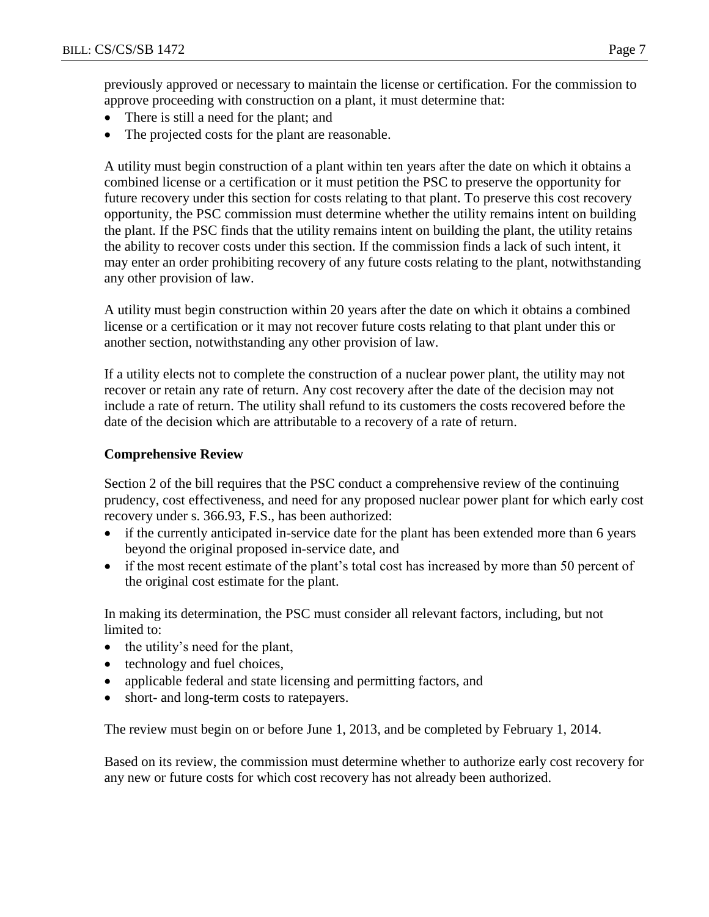previously approved or necessary to maintain the license or certification. For the commission to approve proceeding with construction on a plant, it must determine that:

- There is still a need for the plant; and
- The projected costs for the plant are reasonable.

A utility must begin construction of a plant within ten years after the date on which it obtains a combined license or a certification or it must petition the PSC to preserve the opportunity for future recovery under this section for costs relating to that plant. To preserve this cost recovery opportunity, the PSC commission must determine whether the utility remains intent on building the plant. If the PSC finds that the utility remains intent on building the plant, the utility retains the ability to recover costs under this section. If the commission finds a lack of such intent, it may enter an order prohibiting recovery of any future costs relating to the plant, notwithstanding any other provision of law.

A utility must begin construction within 20 years after the date on which it obtains a combined license or a certification or it may not recover future costs relating to that plant under this or another section, notwithstanding any other provision of law.

If a utility elects not to complete the construction of a nuclear power plant, the utility may not recover or retain any rate of return. Any cost recovery after the date of the decision may not include a rate of return. The utility shall refund to its customers the costs recovered before the date of the decision which are attributable to a recovery of a rate of return.

**Comprehensive Review**

Section 2 of the bill requires that the PSC conduct a comprehensive review of the continuing prudency, cost effectiveness, and need for any proposed nuclear power plant for which early cost recovery under s. 366.93, F.S., has been authorized:

- if the currently anticipated in-service date for the plant has been extended more than 6 years beyond the original proposed in-service date, and
- if the most recent estimate of the plant's total cost has increased by more than 50 percent of the original cost estimate for the plant.

In making its determination, the PSC must consider all relevant factors, including, but not limited to:

- the utility's need for the plant,
- technology and fuel choices,
- applicable federal and state licensing and permitting factors, and
- short- and long-term costs to ratepayers.

The review must begin on or before June 1, 2013, and be completed by February 1, 2014.

Based on its review, the commission must determine whether to authorize early cost recovery for any new or future costs for which cost recovery has not already been authorized.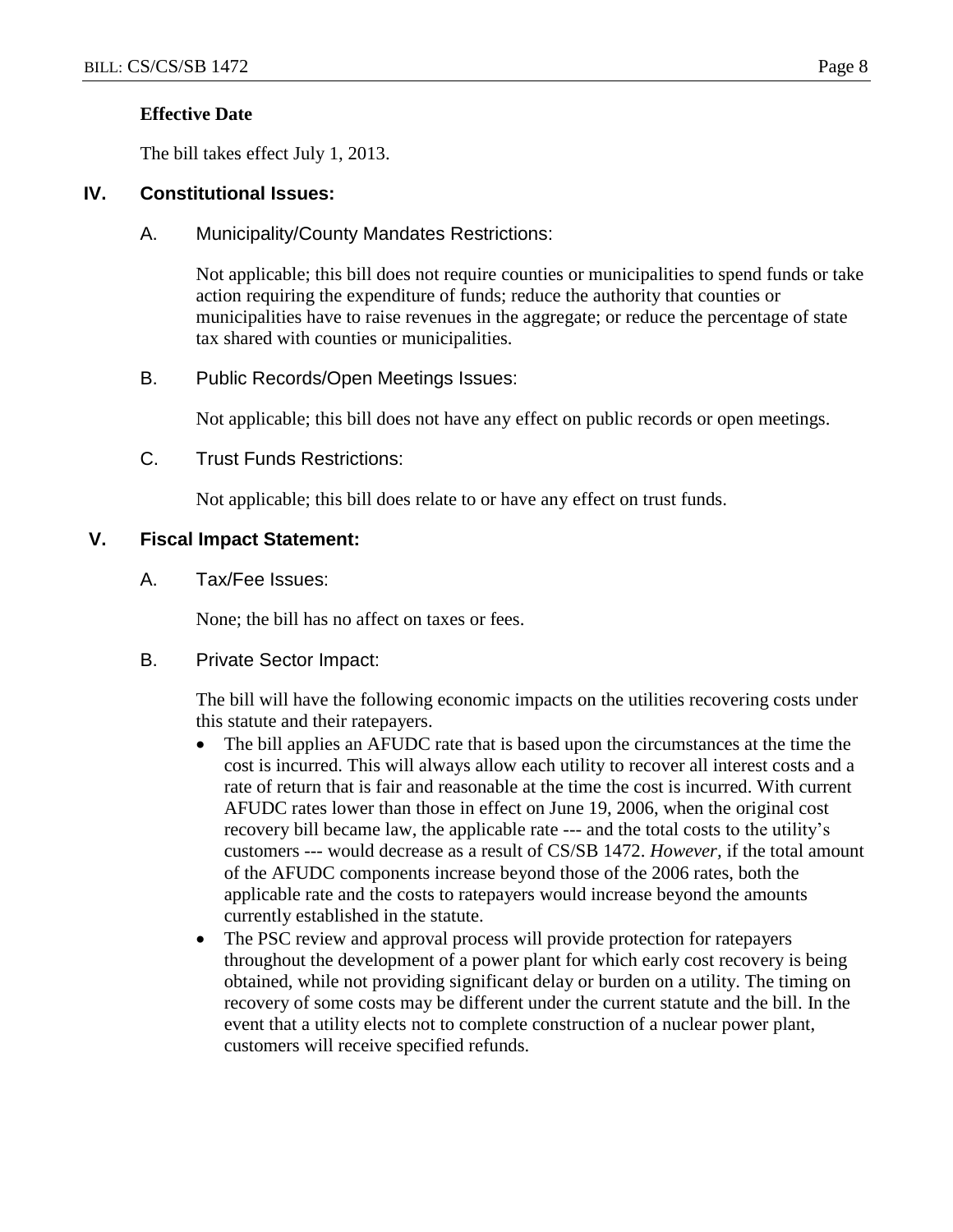### Effective Date

The bill takes effect July 1, 2013.

## IV. Constitutional Issues:

### A. Municipality/County Mandates Restrictions:

Not applicable; this bill does not require counties or municipalities to spend funds or take action requiring the expenditure of funds; reduce the authority that counties or municipalities have to raise revenues in the aggregate; or reduce the percentage of state tax shared with counties or municipalities.

### B. Public Records/Open Meetings Issues:

Not applicable; this bill does not have any effect on public records or open meetings.

### C. Trust Funds Restrictions:

Not applicable; this bill does relate to or have any effect on trust funds.

## V. Fiscal Impact Statement:

### A. Tax/Fee Issues:

None; the bill has no affect on taxes or fees.

### B. Private Sector Impact:

The bill will have the following economic impacts on the utilities recovering costs under this statute and their ratepayers.

- The bill applies an AFUDC rate that is based upon the circumstances at the time the cost is incurred. This will always allow each utility to recover all interest costs and a rate of return that is fair and reasonable at the time the cost is incurred. With current AFUDC rates lower than those in effect on June 19, 2006, when the original cost recovery bill became law, the applicable rate --- and the total costs to the utility's customers --- would decrease as a result of CS/SB 1472. *However*, if the total amount of the AFUDC components increase beyond those of the 2006 rates, both the applicable rate and the costs to ratepayers would increase beyond the amounts currently established in the statute.
- The PSC review and approval process will provide protection for ratepayers throughout the development of a power plant for which early cost recovery is being obtained, while not providing significant delay or burden on a utility. The timing on recovery of some costs may be different under the current statute and the bill. In the event that a utility elects not to complete construction of a nuclear power plant, customers will receive specified refunds.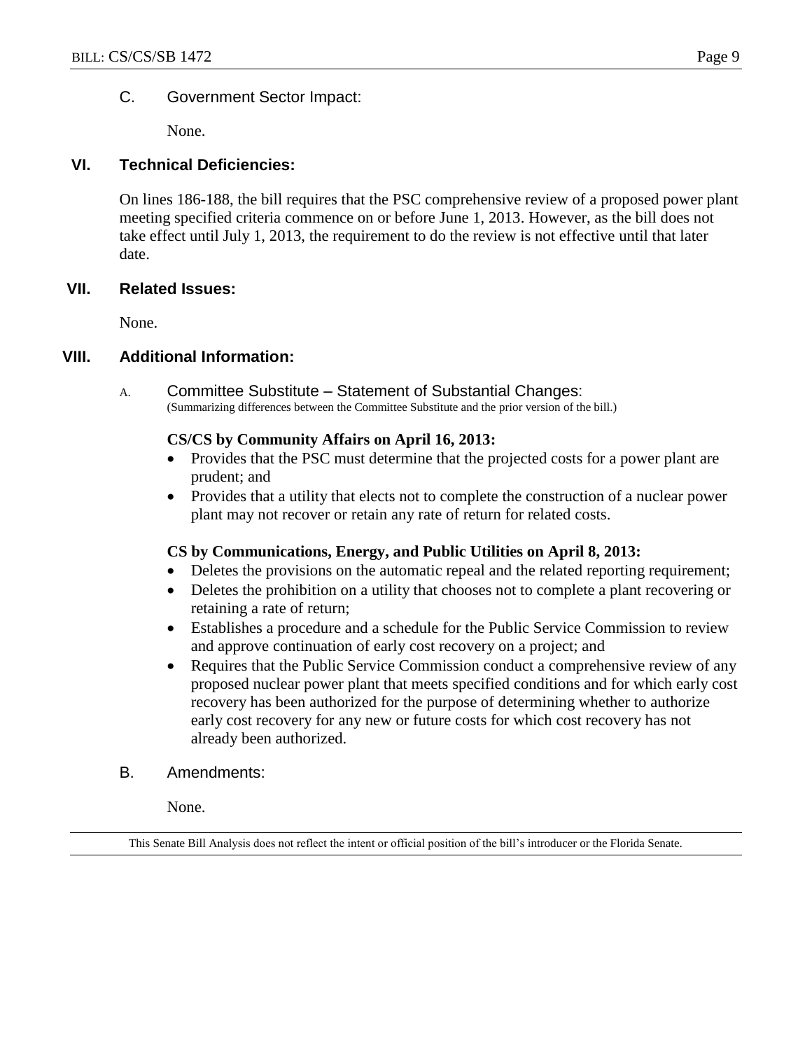### C. Government Sector Impact:

None.

## VI. Technical Deficiencies:

On lines 186-188, the bill requires that the PSC comprehensive review of a proposed power plant meeting specified criteria commence on or before June 1, 2013. However, as the bill does not take effect until July 1, 2013, the requirement to do the review is not effective until that later date.

## VII. Related Issues:

None.

## VIII. Additional Information:

### A. Committee Substitute – Statement of Substantial Changes:

(Summarizing differences between the Committee Substitute and the prior version of the bill.)

**CS/CS by Community Affairs on April 16, 2013:**

- Provides that the PSC must determine that the projected costs for a power plant are prudent; and
- Provides that a utility that elects not to complete the construction of a nuclear power plant may not recover or retain any rate of return for related costs.

**CS by Communications, Energy, and Public Utilities on April 8, 2013:**

- Deletes the provisions on the automatic repeal and the related reporting requirement;
- Deletes the prohibition on a utility that chooses not to complete a plant recovering or retaining a rate of return;
- Establishes a procedure and a schedule for the Public Service Commission to review and approve continuation of early cost recovery on a project; and
- Requires that the Public Service Commission conduct a comprehensive review of any proposed nuclear power plant that meets specified conditions and for which early cost recovery has been authorized for the purpose of determining whether to authorize early cost recovery for any new or future costs for which cost recovery has not already been authorized.

### B. Amendments:

None.

This Senate Bill Analysis does not reflect the intent or official position of the bill's introducer or the Florida Senate.